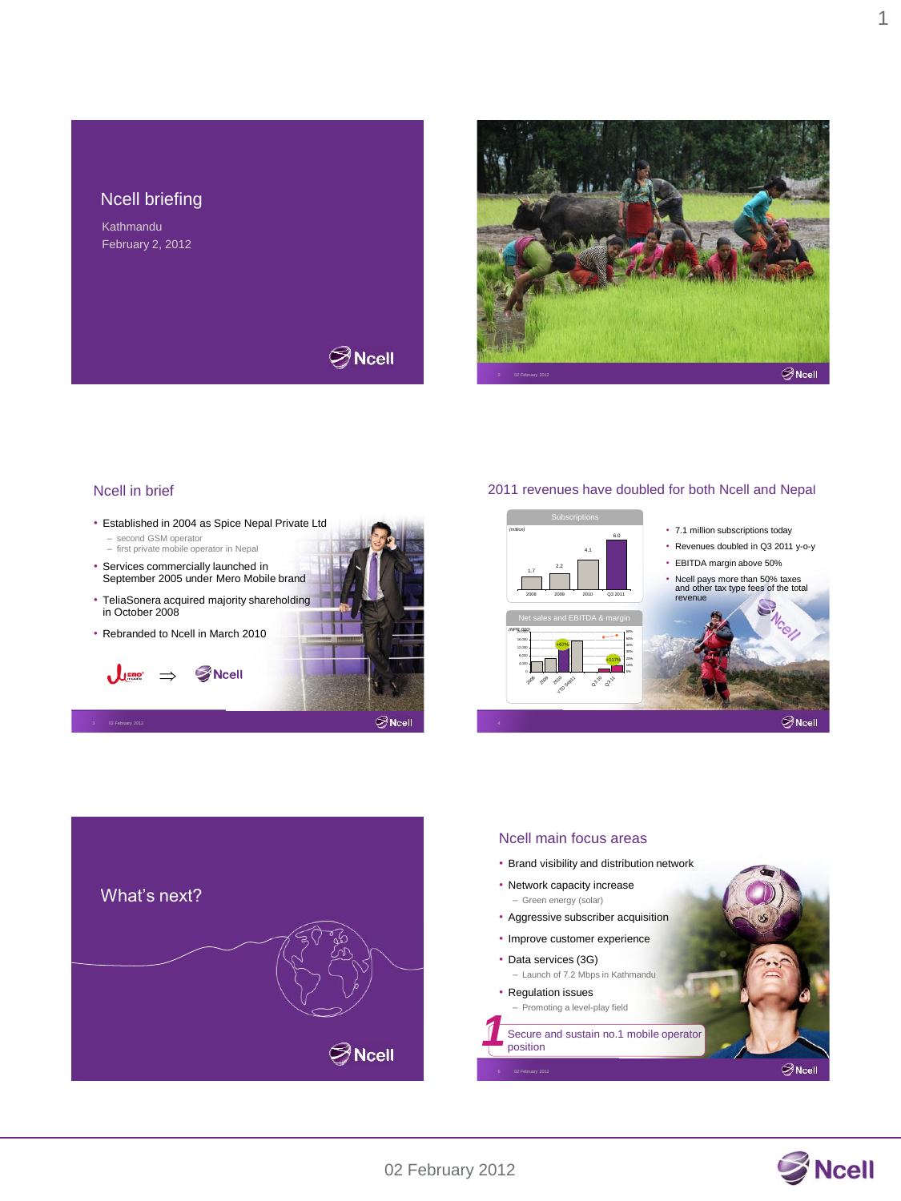# Ncell briefing

Kathmandu

February 2, 2012

## Ncell in brief

- Established in 2004 as Spice Nepal Private Ltd
  - second GSM operator
  - first private mobile operator in Nepal
- Services commercially launched in September 2005 under Mero Mobile brand
- TeliaSonera acquired majority shareholding in October 2008
- Rebranded to Ncell in March 2010

## 2011 revenues have doubled for both Ncell and Nepal

**Subscriptions** (million)

| 2008 | 2009 | 2010 | Q3 2011 |
|---|---|---|---|
| 1.7 | 2.2 | 4.1 | 6.0 |

**Net sales and EBITDA & margin**

- 7.1 million subscriptions today
- Revenues doubled in Q3 2011 y-o-y
- EBITDA margin above 50%
- Ncell pays more than 50% taxes and other tax type fees of the total revenue

## What's next?

## Ncell main focus areas

- Brand visibility and distribution network
- Network capacity increase
  - Green energy (solar)
- Aggressive subscriber acquisition
- Improve customer experience
- Data services (3G)
  - Launch of 7.2 Mbps in Kathmandu
- Regulation issues
  - Promoting a level-play field

**1** Secure and sustain no.1 mobile operator position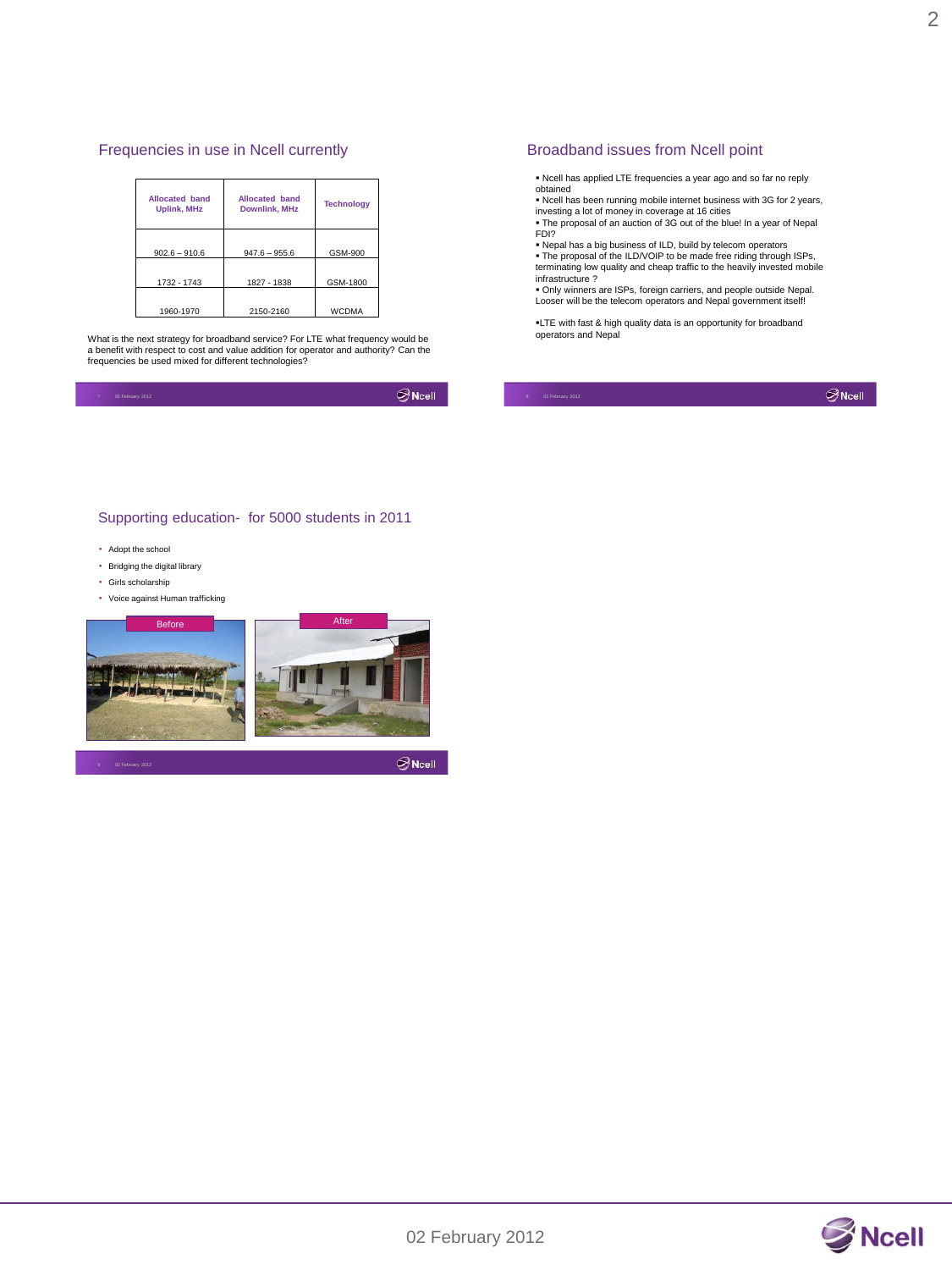## Frequencies in use in Ncell currently

| Allocated band Uplink, MHz | Allocated band Downlink, MHz | Technology |
|---|---|---|
| 902.6 – 910.6 | 947.6 – 955.6 | GSM-900 |
| 1732 - 1743 | 1827 - 1838 | GSM-1800 |
| 1960-1970 | 2150-2160 | WCDMA |

What is the next strategy for broadband service? For LTE what frequency would be a benefit with respect to cost and value addition for operator and authority? Can the frequencies be used mixed for different technologies?

## Broadband issues from Ncell point

- Ncell has applied LTE frequencies a year ago and so far no reply obtained
- Ncell has been running mobile internet business with 3G for 2 years, investing a lot of money in coverage at 16 cities
- The proposal of an auction of 3G out of the blue! In a year of Nepal FDI?
- Nepal has a big business of ILD, build by telecom operators
- The proposal of the ILD/VOIP to be made free riding through ISPs, terminating low quality and cheap traffic to the heavily invested mobile infrastructure ?
- Only winners are ISPs, foreign carriers, and people outside Nepal. Looser will be the telecom operators and Nepal government itself!

- LTE with fast & high quality data is an opportunity for broadband operators and Nepal

## Supporting education- for 5000 students in 2011

- Adopt the school
- Bridging the digital library
- Girls scholarship
- Voice against Human trafficking

Before

After